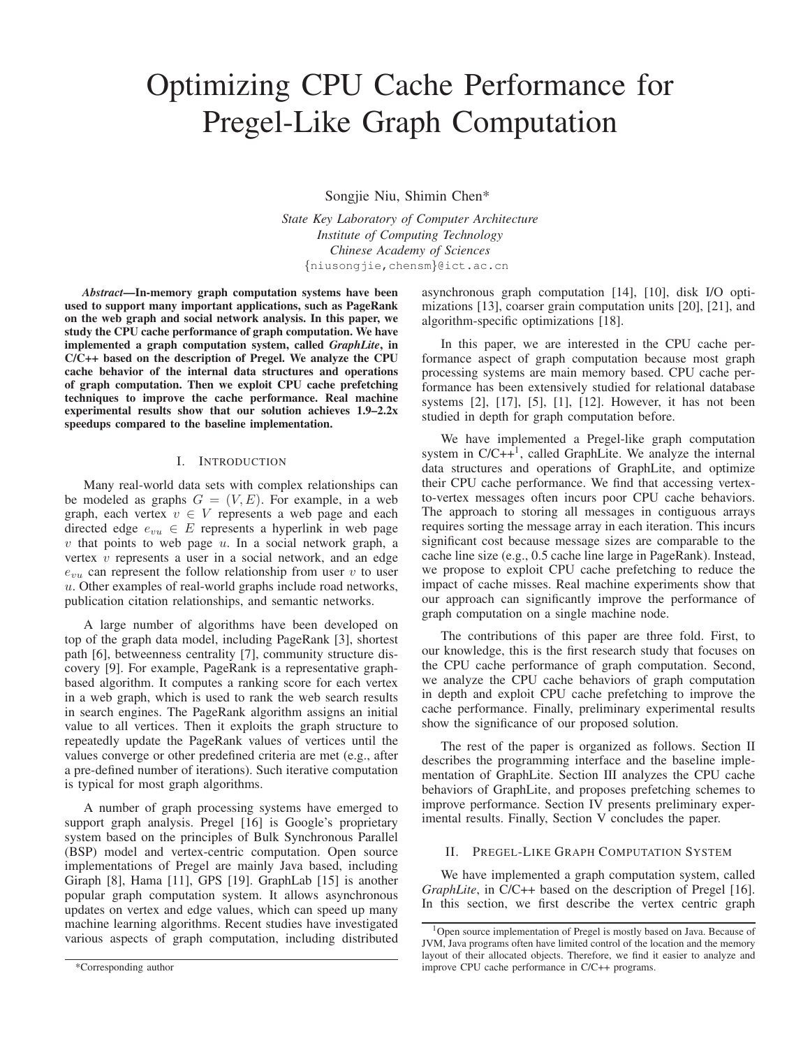# Optimizing CPU Cache Performance for Pregel-Like Graph Computation

Songjie Niu, Shimin Chen*

*State Key Laboratory of Computer Architecture*
*Institute of Computing Technology*
*Chinese Academy of Sciences*
{niusongjie,chensm}@ict.ac.cn

***Abstract*—In-memory graph computation systems have been used to support many important applications, such as PageRank on the web graph and social network analysis. In this paper, we study the CPU cache performance of graph computation. We have implemented a graph computation system, called *GraphLite*, in C/C++ based on the description of Pregel. We analyze the CPU cache behavior of the internal data structures and operations of graph computation. Then we exploit CPU cache prefetching techniques to improve the cache performance. Real machine experimental results show that our solution achieves 1.9–2.2x speedups compared to the baseline implementation.**

## I. Introduction

Many real-world data sets with complex relationships can be modeled as graphs $G = (V, E)$. For example, in a web graph, each vertex $v \in V$ represents a web page and each directed edge $e_{vu} \in E$ represents a hyperlink in web page $v$ that points to web page $u$. In a social network graph, a vertex $v$ represents a user in a social network, and an edge $e_{vu}$ can represent the follow relationship from user $v$ to user $u$. Other examples of real-world graphs include road networks, publication citation relationships, and semantic networks.

A large number of algorithms have been developed on top of the graph data model, including PageRank [3], shortest path [6], betweenness centrality [7], community structure discovery [9]. For example, PageRank is a representative graph-based algorithm. It computes a ranking score for each vertex in a web graph, which is used to rank the web search results in search engines. The PageRank algorithm assigns an initial value to all vertices. Then it exploits the graph structure to repeatedly update the PageRank values of vertices until the values converge or other predefined criteria are met (e.g., after a pre-defined number of iterations). Such iterative computation is typical for most graph algorithms.

A number of graph processing systems have emerged to support graph analysis. Pregel [16] is Google's proprietary system based on the principles of Bulk Synchronous Parallel (BSP) model and vertex-centric computation. Open source implementations of Pregel are mainly Java based, including Giraph [8], Hama [11], GPS [19]. GraphLab [15] is another popular graph computation system. It allows asynchronous updates on vertex and edge values, which can speed up many machine learning algorithms. Recent studies have investigated various aspects of graph computation, including distributed asynchronous graph computation [14], [10], disk I/O optimizations [13], coarser grain computation units [20], [21], and algorithm-specific optimizations [18].

In this paper, we are interested in the CPU cache performance aspect of graph computation because most graph processing systems are main memory based. CPU cache performance has been extensively studied for relational database systems [2], [17], [5], [1], [12]. However, it has not been studied in depth for graph computation before.

We have implemented a Pregel-like graph computation system in C/C++[1], called GraphLite. We analyze the internal data structures and operations of GraphLite, and optimize their CPU cache performance. We find that accessing vertex-to-vertex messages often incurs poor CPU cache behaviors. The approach to storing all messages in contiguous arrays requires sorting the message array in each iteration. This incurs significant cost because message sizes are comparable to the cache line size (e.g., 0.5 cache line large in PageRank). Instead, we propose to exploit CPU cache prefetching to reduce the impact of cache misses. Real machine experiments show that our approach can significantly improve the performance of graph computation on a single machine node.

The contributions of this paper are three fold. First, to our knowledge, this is the first research study that focuses on the CPU cache performance of graph computation. Second, we analyze the CPU cache behaviors of graph computation in depth and exploit CPU cache prefetching to improve the cache performance. Finally, preliminary experimental results show the significance of our proposed solution.

The rest of the paper is organized as follows. Section II describes the programming interface and the baseline implementation of GraphLite. Section III analyzes the CPU cache behaviors of GraphLite, and proposes prefetching schemes to improve performance. Section IV presents preliminary experimental results. Finally, Section V concludes the paper.

## II. Pregel-Like Graph Computation System

We have implemented a graph computation system, called *GraphLite*, in C/C++ based on the description of Pregel [16]. In this section, we first describe the vertex centric graph

[1] Open source implementation of Pregel is mostly based on Java. Because of JVM, Java programs often have limited control of the location and the memory layout of their allocated objects. Therefore, we find it easier to analyze and improve CPU cache performance in C/C++ programs.

*Corresponding author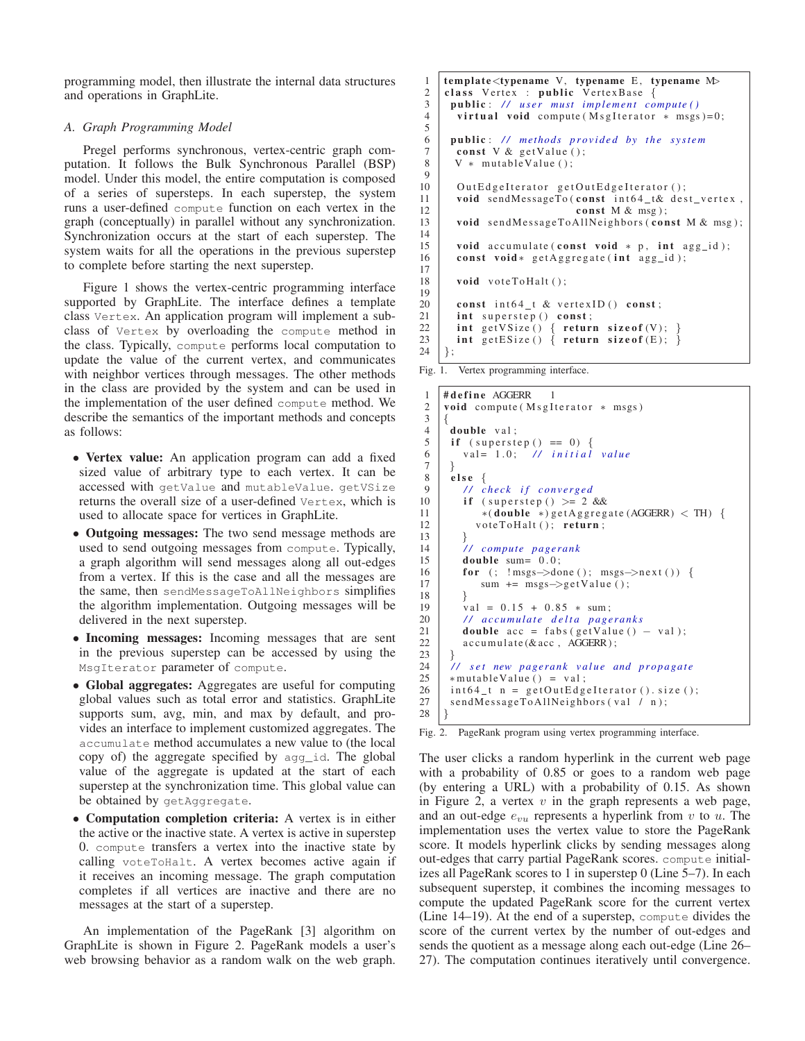programming model, then illustrate the internal data structures and operations in GraphLite.

### A. Graph Programming Model

Pregel performs synchronous, vertex-centric graph computation. It follows the Bulk Synchronous Parallel (BSP) model. Under this model, the entire computation is composed of a series of supersteps. In each superstep, the system runs a user-defined `compute` function on each vertex in the graph (conceptually) in parallel without any synchronization. Synchronization occurs at the start of each superstep. The system waits for all the operations in the previous superstep to complete before starting the next superstep.

Figure 1 shows the vertex-centric programming interface supported by GraphLite. The interface defines a template class `Vertex`. An application program will implement a subclass of `Vertex` by overloading the `compute` method in the class. Typically, `compute` performs local computation to update the value of the current vertex, and communicates with neighbor vertices through messages. The other methods in the class are provided by the system and can be used in the implementation of the user defined `compute` method. We describe the semantics of the important methods and concepts as follows:

- **Vertex value:** An application program can add a fixed sized value of arbitrary type to each vertex. It can be accessed with `getValue` and `mutableValue`. `getVSize` returns the overall size of a user-defined `Vertex`, which is used to allocate space for vertices in GraphLite.
- **Outgoing messages:** The two send message methods are used to send outgoing messages from `compute`. Typically, a graph algorithm will send messages along all out-edges from a vertex. If this is the case and all the messages are the same, then `sendMessageToAllNeighbors` simplifies the algorithm implementation. Outgoing messages will be delivered in the next superstep.
- **Incoming messages:** Incoming messages that are sent in the previous superstep can be accessed by using the `MsgIterator` parameter of `compute`.
- **Global aggregates:** Aggregates are useful for computing global values such as total error and statistics. GraphLite supports sum, avg, min, and max by default, and provides an interface to implement customized aggregates. The `accumulate` method accumulates a new value to (the local copy of) the aggregate specified by `agg_id`. The global value of the aggregate is updated at the start of each superstep at the synchronization time. This global value can be obtained by `getAggregate`.
- **Computation completion criteria:** A vertex is in either the active or the inactive state. A vertex is active in superstep 0. `compute` transfers a vertex into the inactive state by calling `voteToHalt`. A vertex becomes active again if it receives an incoming message. The graph computation completes if all vertices are inactive and there are no messages at the start of a superstep.

An implementation of the PageRank [3] algorithm on GraphLite is shown in Figure 2. PageRank models a user's web browsing behavior as a random walk on the web graph. The user clicks a random hyperlink in the current web page with a probability of 0.85 or goes to a random web page (by entering a URL) with a probability of 0.15. As shown in Figure 2, a vertex $v$ in the graph represents a web page, and an out-edge $e_{vu}$ represents a hyperlink from $v$ to $u$. The implementation uses the vertex value to store the PageRank score. It models hyperlink clicks by sending messages along out-edges that carry partial PageRank scores. `compute` initializes all PageRank scores to 1 in superstep 0 (Line 5–7). In each subsequent superstep, it combines the incoming messages to compute the updated PageRank score for the current vertex (Line 14–19). At the end of a superstep, `compute` divides the score of the current vertex by the number of out-edges and sends the quotient as a message along each out-edge (Line 26–27). The computation continues iteratively until convergence.

```
1  template<typename V, typename E, typename M>
2  class Vertex : public VertexBase {
3   public: // user must implement compute()
4    virtual void compute(MsgIterator * msgs)=0;
5
6   public: // methods provided by the system
7    const V & getValue();
8    V * mutableValue();
9
10   OutEdgeIterator getOutEdgeIterator();
11   void sendMessageTo(const int64_t& dest_vertex,
12                      const M & msg);
13   void sendMessageToAllNeighbors(const M & msg);
14
15   void accumulate(const void * p, int agg_id);
16   const void* getAggregate(int agg_id);
17
18   void voteToHalt();
19
20   const int64_t & vertexID() const;
21   int superstep() const;
22   int getVSize() { return sizeof(V); }
23   int getESize() { return sizeof(E); }
24 };
```

Fig. 1. Vertex programming interface.

```
1  #define AGGERR    1
2  void compute(MsgIterator * msgs)
3  {
4   double val;
5   if (superstep() == 0) {
6      val= 1.0;  // initial value
7   }
8   else {
9      // check if converged
10     if (superstep() >= 2 &&
11        *(double *)getAggregate(AGGERR) < TH) {
12       voteToHalt(); return;
13     }
14     // compute pagerank
15     double sum= 0.0;
16     for (; !msgs->done(); msgs->next()) {
17        sum += msgs->getValue();
18     }
19     val = 0.15 + 0.85 * sum;
20     // accumulate delta pageranks
21     double acc = fabs(getValue() - val);
22     accumulate(&acc, AGGERR);
23  }
24  // set new pagerank value and propagate
25  *mutableValue() = val;
26  int64_t n = getOutEdgeIterator().size();
27  sendMessageToAllNeighbors(val / n);
28 }
```

Fig. 2. PageRank program using vertex programming interface.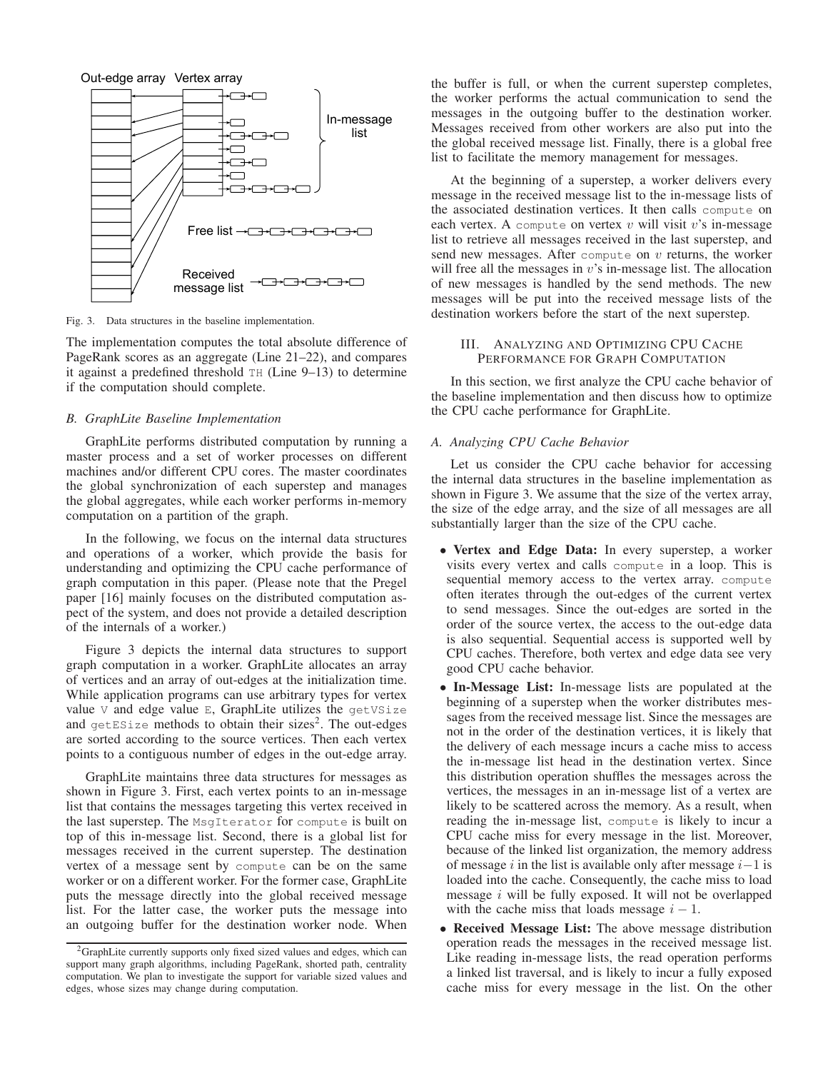Out-edge array

Vertex array

In-message list

Free list

Received message list

Fig. 3. Data structures in the baseline implementation.

The implementation computes the total absolute difference of PageRank scores as an aggregate (Line 21–22), and compares it against a predefined threshold `TH` (Line 9–13) to determine if the computation should complete.

### B. GraphLite Baseline Implementation

GraphLite performs distributed computation by running a master process and a set of worker processes on different machines and/or different CPU cores. The master coordinates the global synchronization of each superstep and manages the global aggregates, while each worker performs in-memory computation on a partition of the graph.

In the following, we focus on the internal data structures and operations of a worker, which provide the basis for understanding and optimizing the CPU cache performance of graph computation in this paper. (Please note that the Pregel paper [16] mainly focuses on the distributed computation aspect of the system, and does not provide a detailed description of the internals of a worker.)

Figure 3 depicts the internal data structures to support graph computation in a worker. GraphLite allocates an array of vertices and an array of out-edges at the initialization time. While application programs can use arbitrary types for vertex value `V` and edge value `E`, GraphLite utilizes the `getVSize` and `getESize` methods to obtain their sizes[2]. The out-edges are sorted according to the source vertices. Then each vertex points to a contiguous number of edges in the out-edge array.

GraphLite maintains three data structures for messages as shown in Figure 3. First, each vertex points to an in-message list that contains the messages targeting this vertex received in the last superstep. The `MsgIterator` for `compute` is built on top of this in-message list. Second, there is a global list for messages received in the current superstep. The destination vertex of a message sent by `compute` can be on the same worker or on a different worker. For the former case, GraphLite puts the message directly into the global received message list. For the latter case, the worker puts the message into an outgoing buffer for the destination worker node. When the buffer is full, or when the current superstep completes, the worker performs the actual communication to send the messages in the outgoing buffer to the destination worker. Messages received from other workers are also put into the the global received message list. Finally, there is a global free list to facilitate the memory management for messages.

At the beginning of a superstep, a worker delivers every message in the received message list to the in-message lists of the associated destination vertices. It then calls `compute` on each vertex. A `compute` on vertex $v$ will visit $v$'s in-message list to retrieve all messages received in the last superstep, and send new messages. After `compute` on $v$ returns, the worker will free all the messages in $v$'s in-message list. The allocation of new messages is handled by the send methods. The new messages will be put into the received message lists of the destination workers before the start of the next superstep.

## III. Analyzing and Optimizing CPU Cache Performance for Graph Computation

In this section, we first analyze the CPU cache behavior of the baseline implementation and then discuss how to optimize the CPU cache performance for GraphLite.

### A. Analyzing CPU Cache Behavior

Let us consider the CPU cache behavior for accessing the internal data structures in the baseline implementation as shown in Figure 3. We assume that the size of the vertex array, the size of the edge array, and the size of all messages are all substantially larger than the size of the CPU cache.

- **Vertex and Edge Data:** In every superstep, a worker visits every vertex and calls `compute` in a loop. This is sequential memory access to the vertex array. `compute` often iterates through the out-edges of the current vertex to send messages. Since the out-edges are sorted in the order of the source vertex, the access to the out-edge data is also sequential. Sequential access is supported well by CPU caches. Therefore, both vertex and edge data see very good CPU cache behavior.
- **In-Message List:** In-message lists are populated at the beginning of a superstep when the worker distributes messages from the received message list. Since the messages are not in the order of the destination vertices, it is likely that the delivery of each message incurs a cache miss to access the in-message list head in the destination vertex. Since this distribution operation shuffles the messages across the vertices, the messages in an in-message list of a vertex are likely to be scattered across the memory. As a result, when reading the in-message list, `compute` is likely to incur a CPU cache miss for every message in the list. Moreover, because of the linked list organization, the memory address of message $i$ in the list is available only after message $i-1$ is loaded into the cache. Consequently, the cache miss to load message $i$ will be fully exposed. It will not be overlapped with the cache miss that loads message $i-1$.
- **Received Message List:** The above message distribution operation reads the messages in the received message list. Like reading in-message lists, the read operation performs a linked list traversal, and is likely to incur a fully exposed cache miss for every message in the list. On the other

[2] GraphLite currently supports only fixed sized values and edges, which can support many graph algorithms, including PageRank, shorted path, centrality computation. We plan to investigate the support for variable sized values and edges, whose sizes may change during computation.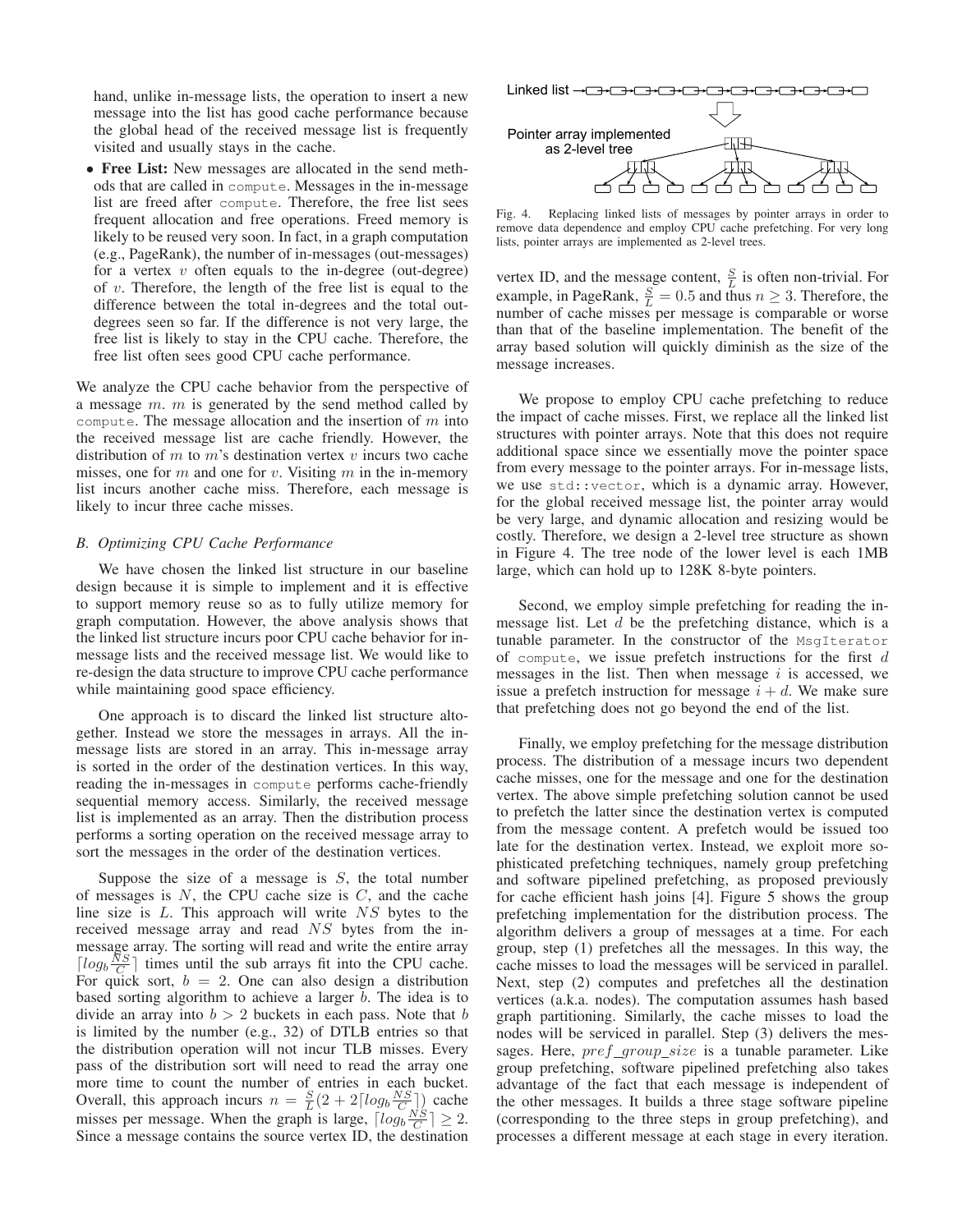hand, unlike in-message lists, the operation to insert a new message into the list has good cache performance because the global head of the received message list is frequently visited and usually stays in the cache.

- **Free List:** New messages are allocated in the send methods that are called in `compute`. Messages in the in-message list are freed after `compute`. Therefore, the free list sees frequent allocation and free operations. Freed memory is likely to be reused very soon. In fact, in a graph computation (e.g., PageRank), the number of in-messages (out-messages) for a vertex $v$ often equals to the in-degree (out-degree) of $v$. Therefore, the length of the free list is equal to the difference between the total in-degrees and the total out-degrees seen so far. If the difference is not very large, the free list is likely to stay in the CPU cache. Therefore, the free list often sees good CPU cache performance.

We analyze the CPU cache behavior from the perspective of a message $m$. $m$ is generated by the send method called by `compute`. The message allocation and the insertion of $m$ into the received message list are cache friendly. However, the distribution of $m$ to $m$'s destination vertex $v$ incurs two cache misses, one for $m$ and one for $v$. Visiting $m$ in the in-memory list incurs another cache miss. Therefore, each message is likely to incur three cache misses.

### B. Optimizing CPU Cache Performance

We have chosen the linked list structure in our baseline design because it is simple to implement and it is effective to support memory reuse so as to fully utilize memory for graph computation. However, the above analysis shows that the linked list structure incurs poor CPU cache behavior for in-message lists and the received message list. We would like to re-design the data structure to improve CPU cache performance while maintaining good space efficiency.

One approach is to discard the linked list structure altogether. Instead we store the messages in arrays. All the in-message lists are stored in an array. This in-message array is sorted in the order of the destination vertices. In this way, reading the in-messages in `compute` performs cache-friendly sequential memory access. Similarly, the received message list is implemented as an array. Then the distribution process performs a sorting operation on the received message array to sort the messages in the order of the destination vertices.

Suppose the size of a message is $S$, the total number of messages is $N$, the CPU cache size is $C$, and the cache line size is $L$. This approach will write $NS$ bytes to the received message array and read $NS$ bytes from the in-message array. The sorting will read and write the entire array $\lceil log_b \frac{NS}{C} \rceil$ times until the sub arrays fit into the CPU cache. For quick sort, $b = 2$. One can also design a distribution based sorting algorithm to achieve a larger $b$. The idea is to divide an array into $b > 2$ buckets in each pass. Note that $b$ is limited by the number (e.g., 32) of DTLB entries so that the distribution operation will not incur TLB misses. Every pass of the distribution sort will need to read the array one more time to count the number of entries in each bucket. Overall, this approach incurs $n = \frac{S}{L}(2 + 2\lceil log_b \frac{NS}{C} \rceil)$ cache misses per message. When the graph is large, $\lceil log_b \frac{NS}{C} \rceil \geq 2$. Since a message contains the source vertex ID, the destination vertex ID, and the message content, $\frac{S}{L}$ is often non-trivial. For example, in PageRank, $\frac{S}{L} = 0.5$ and thus $n \geq 3$. Therefore, the number of cache misses per message is comparable or worse than that of the baseline implementation. The benefit of the array based solution will quickly diminish as the size of the message increases.

Fig. 4. Replacing linked lists of messages by pointer arrays in order to remove data dependence and employ CPU cache prefetching. For very long lists, pointer arrays are implemented as 2-level trees.

We propose to employ CPU cache prefetching to reduce the impact of cache misses. First, we replace all the linked list structures with pointer arrays. Note that this does not require additional space since we essentially move the pointer space from every message to the pointer arrays. For in-message lists, we use `std::vector`, which is a dynamic array. However, for the global received message list, the pointer array would be very large, and dynamic allocation and resizing would be costly. Therefore, we design a 2-level tree structure as shown in Figure 4. The tree node of the lower level is each 1MB large, which can hold up to 128K 8-byte pointers.

Second, we employ simple prefetching for reading the in-message list. Let $d$ be the prefetching distance, which is a tunable parameter. In the constructor of the `MsgIterator` of `compute`, we issue prefetch instructions for the first $d$ messages in the list. Then when message $i$ is accessed, we issue a prefetch instruction for message $i + d$. We make sure that prefetching does not go beyond the end of the list.

Finally, we employ prefetching for the message distribution process. The distribution of a message incurs two dependent cache misses, one for the message and one for the destination vertex. The above simple prefetching solution cannot be used to prefetch the latter since the destination vertex is computed from the message content. A prefetch would be issued too late for the destination vertex. Instead, we exploit more sophisticated prefetching techniques, namely group prefetching and software pipelined prefetching, as proposed previously for cache efficient hash joins [4]. Figure 5 shows the group prefetching implementation for the distribution process. The algorithm delivers a group of messages at a time. For each group, step (1) prefetches all the messages. In this way, the cache misses to load the messages will be serviced in parallel. Next, step (2) computes and prefetches all the destination vertices (a.k.a. nodes). The computation assumes hash based graph partitioning. Similarly, the cache misses to load the nodes will be serviced in parallel. Step (3) delivers the messages. Here, $pref\_group\_size$ is a tunable parameter. Like group prefetching, software pipelined prefetching also takes advantage of the fact that each message is independent of the other messages. It builds a three stage software pipeline (corresponding to the three steps in group prefetching), and processes a different message at each stage in every iteration.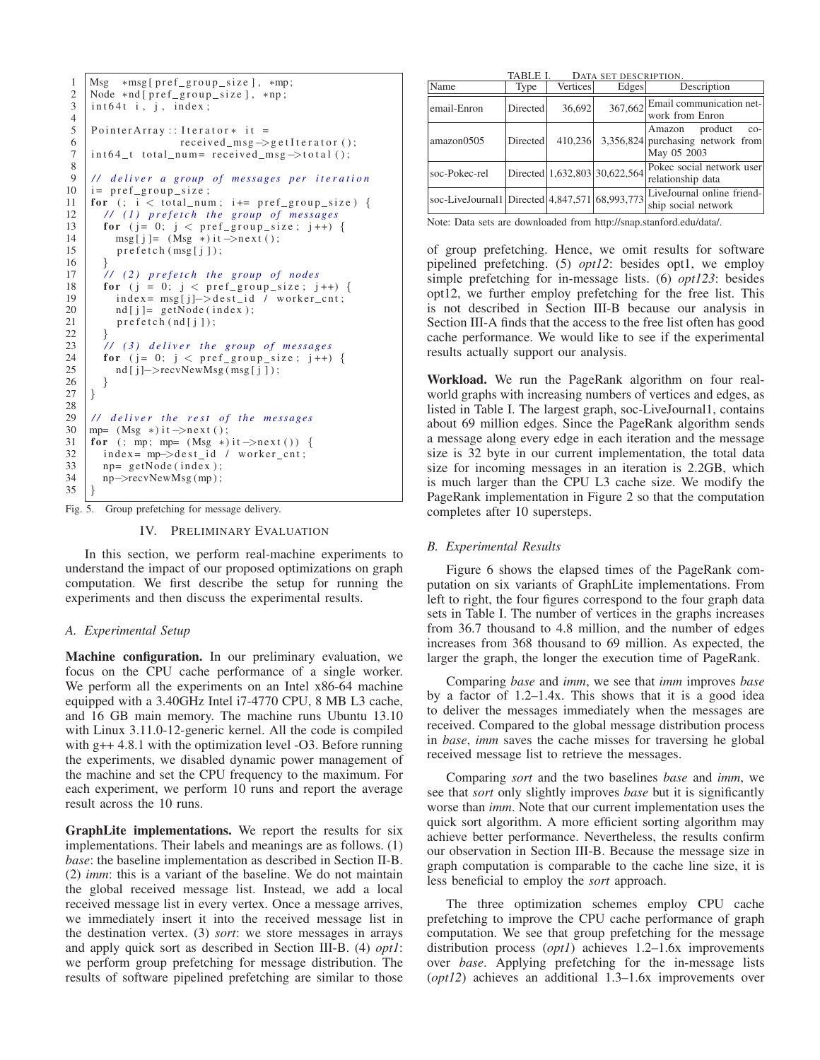```
1   Msg  *msg[pref_group_size], *mp;
2   Node *nd[pref_group_size], *np;
3   int64t i, j, index;
4
5   PointerArray::Iterator* it =
6                received_msg->getIterator();
7   int64_t total_num= received_msg->total();
8
9   // deliver a group of messages per iteration
10  i= pref_group_size;
11  for (; i < total_num; i+= pref_group_size) {
12    // (1) prefetch the group of messages
13    for (j= 0; j < pref_group_size; j++) {
14      msg[j]= (Msg *)it->next();
15      prefetch(msg[j]);
16    }
17    // (2) prefetch the group of nodes
18    for (j = 0; j < pref_group_size; j++) {
19      index= msg[j]->dest_id / worker_cnt;
20      nd[j]= getNode(index);
21      prefetch(nd[j]);
22    }
23    // (3) deliver the group of messages
24    for (j= 0; j < pref_group_size; j++) {
25      nd[j]->recvNewMsg(msg[j]);
26    }
27  }
28
29  // deliver the rest of the messages
30  mp= (Msg *)it->next();
31  for (; mp; mp= (Msg *)it->next()) {
32    index= mp->dest_id / worker_cnt;
33    np= getNode(index);
34    np->recvNewMsg(mp);
35  }
```

Fig. 5. Group prefetching for message delivery.

## IV. Preliminary Evaluation

In this section, we perform real-machine experiments to understand the impact of our proposed optimizations on graph computation. We first describe the setup for running the experiments and then discuss the experimental results.

### A. Experimental Setup

**Machine configuration.** In our preliminary evaluation, we focus on the CPU cache performance of a single worker. We perform all the experiments on an Intel x86-64 machine equipped with a 3.40GHz Intel i7-4770 CPU, 8 MB L3 cache, and 16 GB main memory. The machine runs Ubuntu 13.10 with Linux 3.11.0-12-generic kernel. All the code is compiled with g++ 4.8.1 with the optimization level -O3. Before running the experiments, we disabled dynamic power management of the machine and set the CPU frequency to the maximum. For each experiment, we perform 10 runs and report the average result across the 10 runs.

**GraphLite implementations.** We report the results for six implementations. Their labels and meanings are as follows. (1) *base*: the baseline implementation as described in Section II-B. (2) *imm*: this is a variant of the baseline. We do not maintain the global received message list. Instead, we add a local received message list in every vertex. Once a message arrives, we immediately insert it into the received message list in the destination vertex. (3) *sort*: we store messages in arrays and apply quick sort as described in Section III-B. (4) *opt1*: we perform group prefetching for message distribution. The results of software pipelined prefetching are similar to those of group prefetching. Hence, we omit results for software pipelined prefetching. (5) *opt12*: besides opt1, we employ simple prefetching for in-message lists. (6) *opt123*: besides opt12, we further employ prefetching for the free list. This is not described in Section III-B because our analysis in Section III-A finds that the access to the free list often has good cache performance. We would like to see if the experimental results actually support our analysis.

TABLE I. Data set description.

| Name | Type | Vertices | Edges | Description |
|---|---|---|---|---|
| email-Enron | Directed | 36,692 | 367,662 | Email communication network from Enron |
| amazon0505 | Directed | 410,236 | 3,356,824 | Amazon product co-purchasing network from May 05 2003 |
| soc-Pokec-rel | Directed | 1,632,803 | 30,622,564 | Pokec social network user relationship data |
| soc-LiveJournal1 | Directed | 4,847,571 | 68,993,773 | LiveJournal online friendship social network |

Note: Data sets are downloaded from http://snap.stanford.edu/data/.

**Workload.** We run the PageRank algorithm on four real-world graphs with increasing numbers of vertices and edges, as listed in Table I. The largest graph, soc-LiveJournal1, contains about 69 million edges. Since the PageRank algorithm sends a message along every edge in each iteration and the message size is 32 byte in our current implementation, the total data size for incoming messages in an iteration is 2.2GB, which is much larger than the CPU L3 cache size. We modify the PageRank implementation in Figure 2 so that the computation completes after 10 supersteps.

### B. Experimental Results

Figure 6 shows the elapsed times of the PageRank computation on six variants of GraphLite implementations. From left to right, the four figures correspond to the four graph data sets in Table I. The number of vertices in the graphs increases from 36.7 thousand to 4.8 million, and the number of edges increases from 368 thousand to 69 million. As expected, the larger the graph, the longer the execution time of PageRank.

Comparing *base* and *imm*, we see that *imm* improves *base* by a factor of 1.2–1.4x. This shows that it is a good idea to deliver the messages immediately when the messages are received. Compared to the global message distribution process in *base*, *imm* saves the cache misses for traversing he global received message list to retrieve the messages.

Comparing *sort* and the two baselines *base* and *imm*, we see that *sort* only slightly improves *base* but it is significantly worse than *imm*. Note that our current implementation uses the quick sort algorithm. A more efficient sorting algorithm may achieve better performance. Nevertheless, the results confirm our observation in Section III-B. Because the message size in graph computation is comparable to the cache line size, it is less beneficial to employ the *sort* approach.

The three optimization schemes employ CPU cache prefetching to improve the CPU cache performance of graph computation. We see that group prefetching for the message distribution process (*opt1*) achieves 1.2–1.6x improvements over *base*. Applying prefetching for the in-message lists (*opt12*) achieves an additional 1.3–1.6x improvements over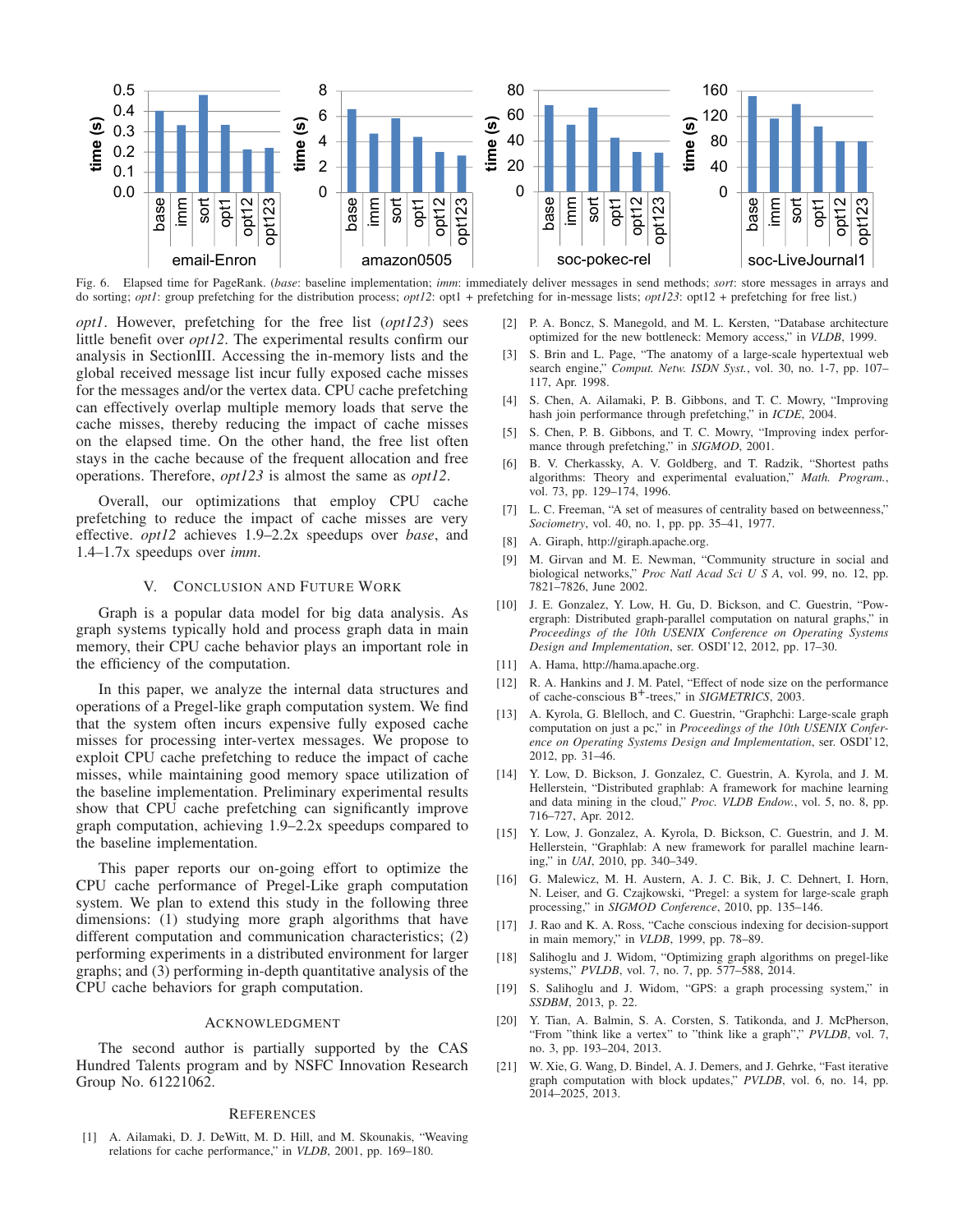0.5
0.4
0.3
0.2
0.1
0.0
time (s)
base imm sort opt1 opt12 opt123
email-Enron

8
6
4
2
0
time (s)
base imm sort opt1 opt12 opt123
amazon0505

80
60
40
20
0
time (s)
base imm sort opt1 opt12 opt123
soc-pokec-rel

160
120
80
40
0
time (s)
base imm sort opt1 opt12 opt123
soc-LiveJournal1

Fig. 6. Elapsed time for PageRank. (*base*: baseline implementation; *imm*: immediately deliver messages in send methods; *sort*: store messages in arrays and do sorting; *opt1*: group prefetching for the distribution process; *opt12*: opt1 + prefetching for in-message lists; *opt123*: opt12 + prefetching for free list.)

*opt1*. However, prefetching for the free list (*opt123*) sees little benefit over *opt12*. The experimental results confirm our analysis in SectionIII. Accessing the in-memory lists and the global received message list incur fully exposed cache misses for the messages and/or the vertex data. CPU cache prefetching can effectively overlap multiple memory loads that serve the cache misses, thereby reducing the impact of cache misses on the elapsed time. On the other hand, the free list often stays in the cache because of the frequent allocation and free operations. Therefore, *opt123* is almost the same as *opt12*.

Overall, our optimizations that employ CPU cache prefetching to reduce the impact of cache misses are very effective. *opt12* achieves 1.9–2.2x speedups over *base*, and 1.4–1.7x speedups over *imm*.

## V. Conclusion and Future Work

Graph is a popular data model for big data analysis. As graph systems typically hold and process graph data in main memory, their CPU cache behavior plays an important role in the efficiency of the computation.

In this paper, we analyze the internal data structures and operations of a Pregel-like graph computation system. We find that the system often incurs expensive fully exposed cache misses for processing inter-vertex messages. We propose to exploit CPU cache prefetching to reduce the impact of cache misses, while maintaining good memory space utilization of the baseline implementation. Preliminary experimental results show that CPU cache prefetching can significantly improve graph computation, achieving 1.9–2.2x speedups compared to the baseline implementation.

This paper reports our on-going effort to optimize the CPU cache performance of Pregel-Like graph computation system. We plan to extend this study in the following three dimensions: (1) studying more graph algorithms that have different computation and communication characteristics; (2) performing experiments in a distributed environment for larger graphs; and (3) performing in-depth quantitative analysis of the CPU cache behaviors for graph computation.

## Acknowledgment

The second author is partially supported by the CAS Hundred Talents program and by NSFC Innovation Research Group No. 61221062.

## References

[1] A. Ailamaki, D. J. DeWitt, M. D. Hill, and M. Skounakis, "Weaving relations for cache performance," in *VLDB*, 2001, pp. 169–180.

[2] P. A. Boncz, S. Manegold, and M. L. Kersten, "Database architecture optimized for the new bottleneck: Memory access," in *VLDB*, 1999.

[3] S. Brin and L. Page, "The anatomy of a large-scale hypertextual web search engine," *Comput. Netw. ISDN Syst.*, vol. 30, no. 1-7, pp. 107–117, Apr. 1998.

[4] S. Chen, A. Ailamaki, P. B. Gibbons, and T. C. Mowry, "Improving hash join performance through prefetching," in *ICDE*, 2004.

[5] S. Chen, P. B. Gibbons, and T. C. Mowry, "Improving index performance through prefetching," in *SIGMOD*, 2001.

[6] B. V. Cherkassky, A. V. Goldberg, and T. Radzik, "Shortest paths algorithms: Theory and experimental evaluation," *Math. Program.*, vol. 73, pp. 129–174, 1996.

[7] L. C. Freeman, "A set of measures of centrality based on betweenness," *Sociometry*, vol. 40, no. 1, pp. pp. 35–41, 1977.

[8] A. Giraph, http://giraph.apache.org.

[9] M. Girvan and M. E. Newman, "Community structure in social and biological networks," *Proc Natl Acad Sci U S A*, vol. 99, no. 12, pp. 7821–7826, June 2002.

[10] J. E. Gonzalez, Y. Low, H. Gu, D. Bickson, and C. Guestrin, "Powergraph: Distributed graph-parallel computation on natural graphs," in *Proceedings of the 10th USENIX Conference on Operating Systems Design and Implementation*, ser. OSDI'12, 2012, pp. 17–30.

[11] A. Hama, http://hama.apache.org.

[12] R. A. Hankins and J. M. Patel, "Effect of node size on the performance of cache-conscious $B^+$-trees," in *SIGMETRICS*, 2003.

[13] A. Kyrola, G. Blelloch, and C. Guestrin, "Graphchi: Large-scale graph computation on just a pc," in *Proceedings of the 10th USENIX Conference on Operating Systems Design and Implementation*, ser. OSDI'12, 2012, pp. 31–46.

[14] Y. Low, D. Bickson, J. Gonzalez, C. Guestrin, A. Kyrola, and J. M. Hellerstein, "Distributed graphlab: A framework for machine learning and data mining in the cloud," *Proc. VLDB Endow.*, vol. 5, no. 8, pp. 716–727, Apr. 2012.

[15] Y. Low, J. Gonzalez, A. Kyrola, D. Bickson, C. Guestrin, and J. M. Hellerstein, "Graphlab: A new framework for parallel machine learning," in *UAI*, 2010, pp. 340–349.

[16] G. Malewicz, M. H. Austern, A. J. C. Bik, J. C. Dehnert, I. Horn, N. Leiser, and G. Czajkowski, "Pregel: a system for large-scale graph processing," in *SIGMOD Conference*, 2010, pp. 135–146.

[17] J. Rao and K. A. Ross, "Cache conscious indexing for decision-support in main memory," in *VLDB*, 1999, pp. 78–89.

[18] Salihoglu and J. Widom, "Optimizing graph algorithms on pregel-like systems," *PVLDB*, vol. 7, no. 7, pp. 577–588, 2014.

[19] S. Salihoglu and J. Widom, "GPS: a graph processing system," in *SSDBM*, 2013, p. 22.

[20] Y. Tian, A. Balmin, S. A. Corsten, S. Tatikonda, and J. McPherson, "From "think like a vertex" to "think like a graph"," *PVLDB*, vol. 7, no. 3, pp. 193–204, 2013.

[21] W. Xie, G. Wang, D. Bindel, A. J. Demers, and J. Gehrke, "Fast iterative graph computation with block updates," *PVLDB*, vol. 6, no. 14, pp. 2014–2025, 2013.